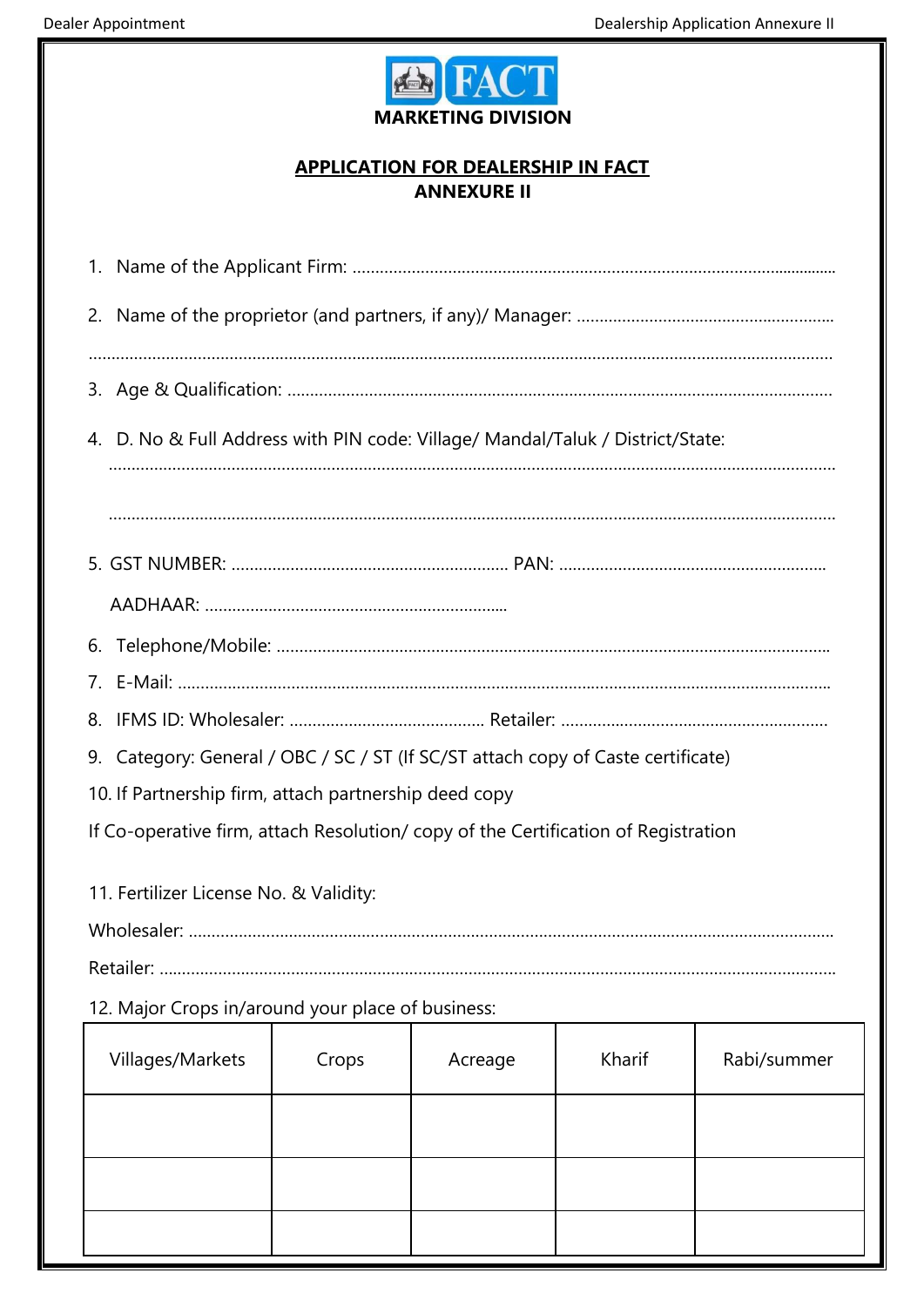**FACT**

**MARKETING DIVISION**

# APPLICATION FOR DEALERSHIP IN FACT
## ANNEXURE II

1. Name of the Applicant Firm: ..........................................................................................................
2. Name of the proprietor (and partners, if any)/ Manager: ........................................................

..........................................................................................................................................................

3. Age & Qualification: ......................................................................................................................
4. D. No & Full Address with PIN code: Village/ Mandal/Taluk / District/State:

..........................................................................................................................................................

..........................................................................................................................................................

5. GST NUMBER: ............................................................. PAN: ..........................................................

   AADHAAR: ..................................................................

6. Telephone/Mobile: ........................................................................................................................
7. E-Mail: .............................................................................................................................................
8. IFMS ID: Wholesaler: ........................................... Retailer: ..........................................................
9. Category: General / OBC / SC / ST (If SC/ST attach copy of Caste certificate)
10. If Partnership firm, attach partnership deed copy

If Co-operative firm, attach Resolution/ copy of the Certification of Registration

11. Fertilizer License No. & Validity:

Wholesaler: .........................................................................................................................................

Retailer: ...............................................................................................................................................

12. Major Crops in/around your place of business:

| Villages/Markets | Crops | Acreage | Kharif | Rabi/summer |
|---|---|---|---|---|
| | | | | |
| | | | | |
| | | | | |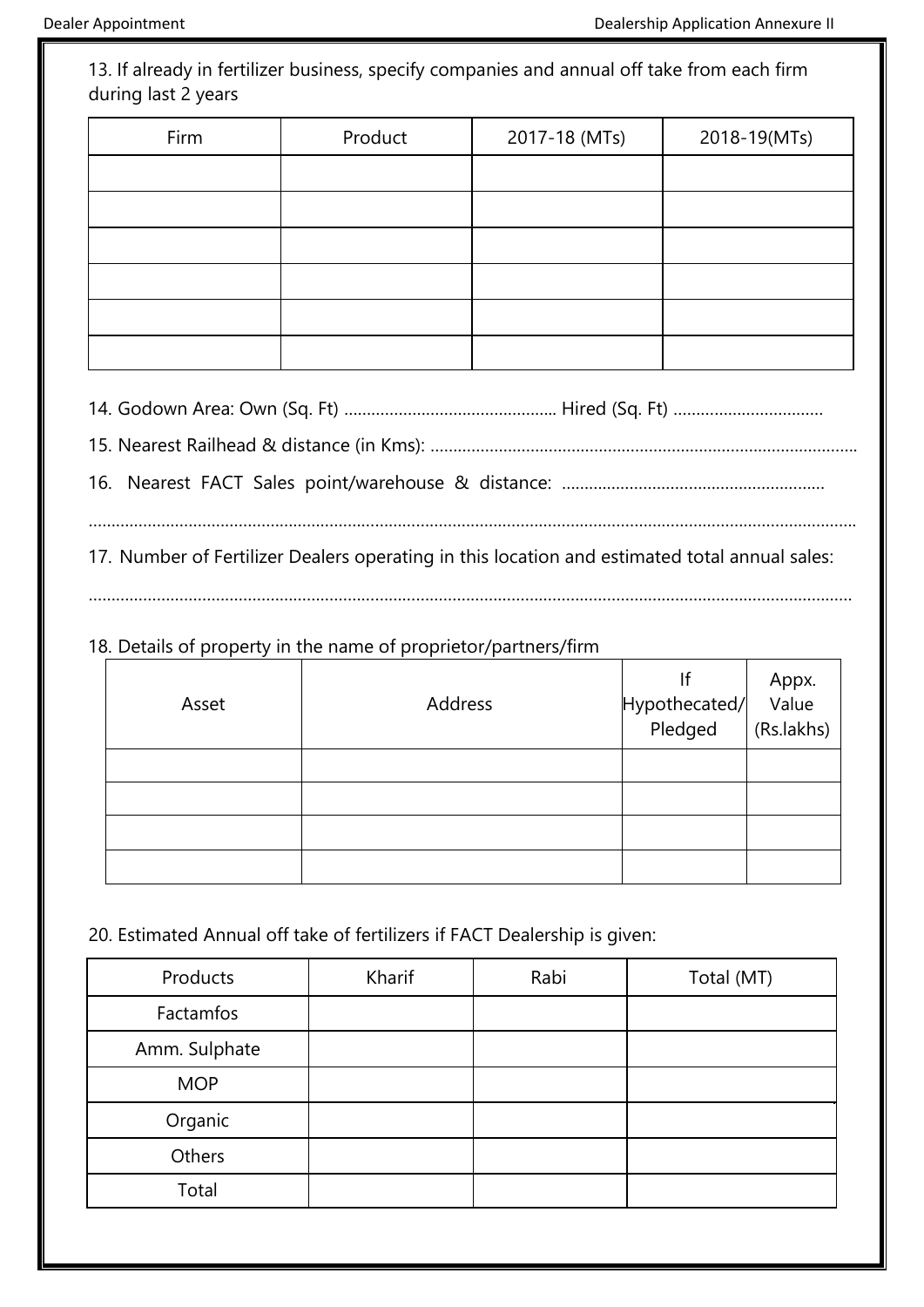13. If already in fertilizer business, specify companies and annual off take from each firm during last 2 years

| Firm | Product | 2017-18 (MTs) | 2018-19(MTs) |
|---|---|---|---|
| | | | |
| | | | |
| | | | |
| | | | |
| | | | |
| | | | |

14. Godown Area: Own (Sq. Ft) ............................................... Hired (Sq. Ft) .................................

15. Nearest Railhead & distance (in Kms): .............................................................................................

16. Nearest FACT Sales point/warehouse & distance: ..........................................................

.......................................................................................................................................................

17. Number of Fertilizer Dealers operating in this location and estimated total annual sales:

.......................................................................................................................................................

18. Details of property in the name of proprietor/partners/firm

| Asset | Address | If Hypothecated/ Pledged | Appx. Value (Rs.lakhs) |
|---|---|---|---|
| | | | |
| | | | |
| | | | |
| | | | |

20. Estimated Annual off take of fertilizers if FACT Dealership is given:

| Products | Kharif | Rabi | Total (MT) |
|---|---|---|---|
| Factamfos | | | |
| Amm. Sulphate | | | |
| MOP | | | |
| Organic | | | |
| Others | | | |
| Total | | | |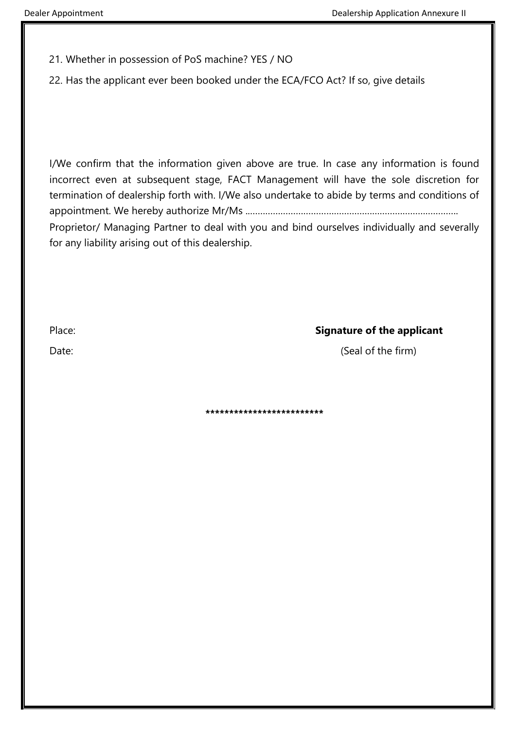21. Whether in possession of PoS machine? YES / NO

22. Has the applicant ever been booked under the ECA/FCO Act? If so, give details

I/We confirm that the information given above are true. In case any information is found incorrect even at subsequent stage, FACT Management will have the sole discretion for termination of dealership forth with. I/We also undertake to abide by terms and conditions of appointment. We hereby authorize Mr/Ms ....................................................................................
Proprietor/ Managing Partner to deal with you and bind ourselves individually and severally for any liability arising out of this dealership.

Place: **Signature of the applicant**

Date: (Seal of the firm)

*************************